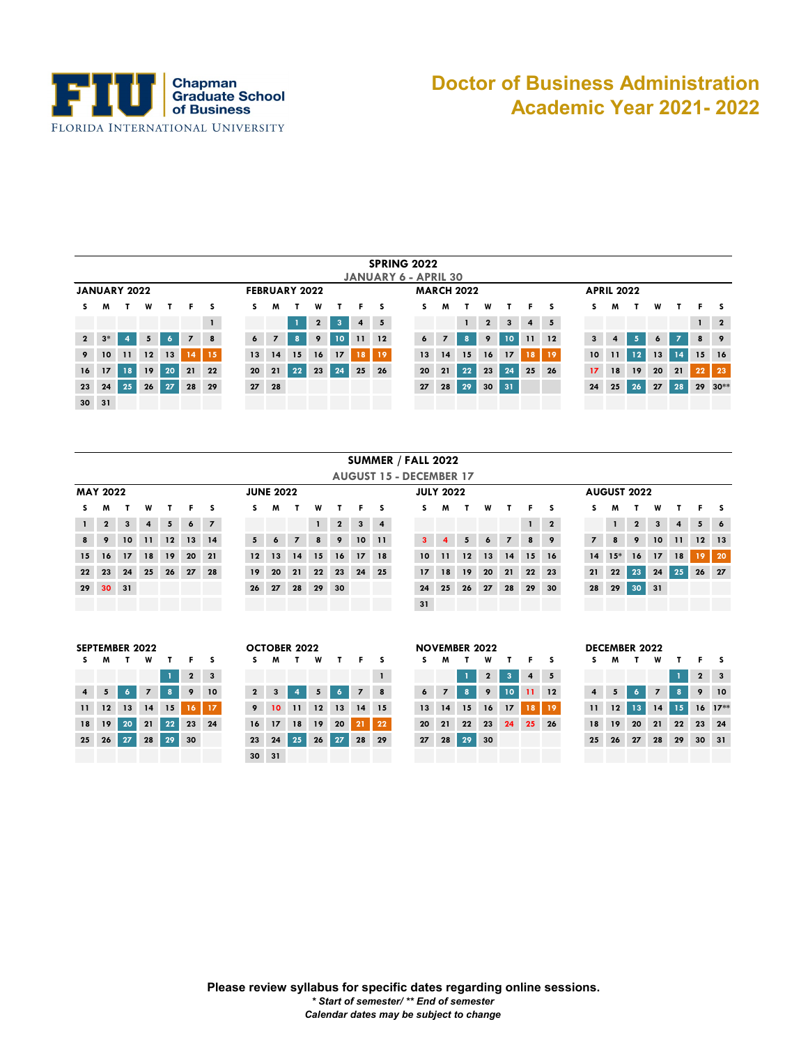Florida International University — Chapman Graduate School of Business

# Doctor of Business Administration
# Academic Year 2021- 2022

## SPRING 2022
### JANUARY 6 - APRIL 30

**JANUARY 2022**

| S | M | T | W | T | F | S |
|---|---|---|---|---|---|---|
| | | | | | | 1 |
| 2 | 3* | 4 | 5 | 6 | 7 | 8 |
| 9 | 10 | 11 | 12 | 13 | 14 | 15 |
| 16 | 17 | 18 | 19 | 20 | 21 | 22 |
| 23 | 24 | 25 | 26 | 27 | 28 | 29 |
| 30 | 31 | | | | | |

**FEBRUARY 2022**

| S | M | T | W | T | F | S |
|---|---|---|---|---|---|---|
| | | 1 | 2 | 3 | 4 | 5 |
| 6 | 7 | 8 | 9 | 10 | 11 | 12 |
| 13 | 14 | 15 | 16 | 17 | 18 | 19 |
| 20 | 21 | 22 | 23 | 24 | 25 | 26 |
| 27 | 28 | | | | | |

**MARCH 2022**

| S | M | T | W | T | F | S |
|---|---|---|---|---|---|---|
| | | 1 | 2 | 3 | 4 | 5 |
| 6 | 7 | 8 | 9 | 10 | 11 | 12 |
| 13 | 14 | 15 | 16 | 17 | 18 | 19 |
| 20 | 21 | 22 | 23 | 24 | 25 | 26 |
| 27 | 28 | 29 | 30 | 31 | | |

**APRIL 2022**

| S | M | T | W | T | F | S |
|---|---|---|---|---|---|---|
| | | | | | 1 | 2 |
| 3 | 4 | 5 | 6 | 7 | 8 | 9 |
| 10 | 11 | 12 | 13 | 14 | 15 | 16 |
| 17 | 18 | 19 | 20 | 21 | 22 | 23 |
| 24 | 25 | 26 | 27 | 28 | 29 | 30** |

## SUMMER / FALL 2022
### AUGUST 15 - DECEMBER 17

**MAY 2022**

| S | M | T | W | T | F | S |
|---|---|---|---|---|---|---|
| 1 | 2 | 3 | 4 | 5 | 6 | 7 |
| 8 | 9 | 10 | 11 | 12 | 13 | 14 |
| 15 | 16 | 17 | 18 | 19 | 20 | 21 |
| 22 | 23 | 24 | 25 | 26 | 27 | 28 |
| 29 | 30 | 31 | | | | |

**JUNE 2022**

| S | M | T | W | T | F | S |
|---|---|---|---|---|---|---|
| | | | 1 | 2 | 3 | 4 |
| 5 | 6 | 7 | 8 | 9 | 10 | 11 |
| 12 | 13 | 14 | 15 | 16 | 17 | 18 |
| 19 | 20 | 21 | 22 | 23 | 24 | 25 |
| 26 | 27 | 28 | 29 | 30 | | |

**JULY 2022**

| S | M | T | W | T | F | S |
|---|---|---|---|---|---|---|
| | | | | | 1 | 2 |
| 3 | 4 | 5 | 6 | 7 | 8 | 9 |
| 10 | 11 | 12 | 13 | 14 | 15 | 16 |
| 17 | 18 | 19 | 20 | 21 | 22 | 23 |
| 24 | 25 | 26 | 27 | 28 | 29 | 30 |
| 31 | | | | | | |

**AUGUST 2022**

| S | M | T | W | T | F | S |
|---|---|---|---|---|---|---|
| | 1 | 2 | 3 | 4 | 5 | 6 |
| 7 | 8 | 9 | 10 | 11 | 12 | 13 |
| 14 | 15* | 16 | 17 | 18 | 19 | 20 |
| 21 | 22 | 23 | 24 | 25 | 26 | 27 |
| 28 | 29 | 30 | 31 | | | |

**SEPTEMBER 2022**

| S | M | T | W | T | F | S |
|---|---|---|---|---|---|---|
| | | | | 1 | 2 | 3 |
| 4 | 5 | 6 | 7 | 8 | 9 | 10 |
| 11 | 12 | 13 | 14 | 15 | 16 | 17 |
| 18 | 19 | 20 | 21 | 22 | 23 | 24 |
| 25 | 26 | 27 | 28 | 29 | 30 | |

**OCTOBER 2022**

| S | M | T | W | T | F | S |
|---|---|---|---|---|---|---|
| | | | | | | 1 |
| 2 | 3 | 4 | 5 | 6 | 7 | 8 |
| 9 | 10 | 11 | 12 | 13 | 14 | 15 |
| 16 | 17 | 18 | 19 | 20 | 21 | 22 |
| 23 | 24 | 25 | 26 | 27 | 28 | 29 |
| 30 | 31 | | | | | |

**NOVEMBER 2022**

| S | M | T | W | T | F | S |
|---|---|---|---|---|---|---|
| | | 1 | 2 | 3 | 4 | 5 |
| 6 | 7 | 8 | 9 | 10 | 11 | 12 |
| 13 | 14 | 15 | 16 | 17 | 18 | 19 |
| 20 | 21 | 22 | 23 | 24 | 25 | 26 |
| 27 | 28 | 29 | 30 | | | |

**DECEMBER 2022**

| S | M | T | W | T | F | S |
|---|---|---|---|---|---|---|
| | | | | 1 | 2 | 3 |
| 4 | 5 | 6 | 7 | 8 | 9 | 10 |
| 11 | 12 | 13 | 14 | 15 | 16 | 17** |
| 18 | 19 | 20 | 21 | 22 | 23 | 24 |
| 25 | 26 | 27 | 28 | 29 | 30 | 31 |

**Please review syllabus for specific dates regarding online sessions.**

***\* Start of semester/ \*\* End of semester***

***Calendar dates may be subject to change***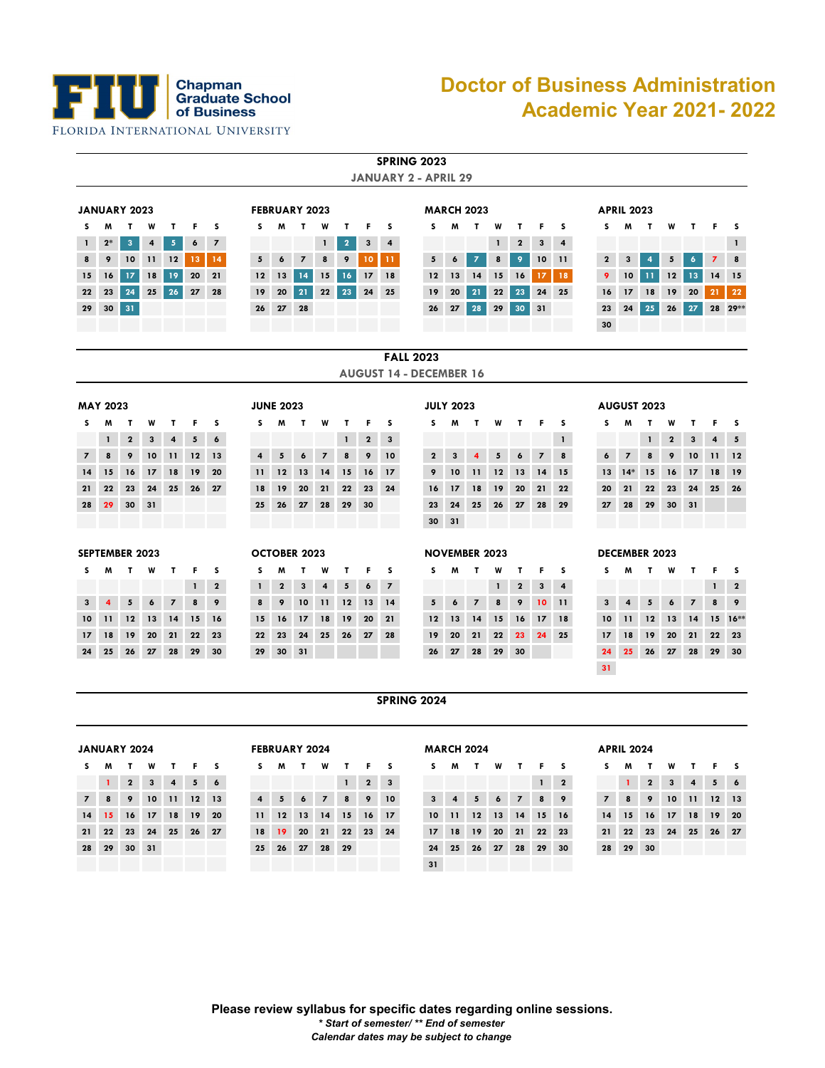**FIU Chapman Graduate School of Business**
FLORIDA INTERNATIONAL UNIVERSITY

# Doctor of Business Administration Academic Year 2021- 2022

## SPRING 2023
### JANUARY 2 - APRIL 29

**JANUARY 2023**

| S | M | T | W | T | F | S |
|---|---|---|---|---|---|---|
| 1 | 2* | 3 | 4 | 5 | 6 | 7 |
| 8 | 9 | 10 | 11 | 12 | 13 | 14 |
| 15 | 16 | 17 | 18 | 19 | 20 | 21 |
| 22 | 23 | 24 | 25 | 26 | 27 | 28 |
| 29 | 30 | 31 | | | | |

**FEBRUARY 2023**

| S | M | T | W | T | F | S |
|---|---|---|---|---|---|---|
| | | | 1 | 2 | 3 | 4 |
| 5 | 6 | 7 | 8 | 9 | 10 | 11 |
| 12 | 13 | 14 | 15 | 16 | 17 | 18 |
| 19 | 20 | 21 | 22 | 23 | 24 | 25 |
| 26 | 27 | 28 | | | | |

**MARCH 2023**

| S | M | T | W | T | F | S |
|---|---|---|---|---|---|---|
| | | | 1 | 2 | 3 | 4 |
| 5 | 6 | 7 | 8 | 9 | 10 | 11 |
| 12 | 13 | 14 | 15 | 16 | 17 | 18 |
| 19 | 20 | 21 | 22 | 23 | 24 | 25 |
| 26 | 27 | 28 | 29 | 30 | 31 | |

**APRIL 2023**

| S | M | T | W | T | F | S |
|---|---|---|---|---|---|---|
| | | | | | | 1 |
| 2 | 3 | 4 | 5 | 6 | 7 | 8 |
| 9 | 10 | 11 | 12 | 13 | 14 | 15 |
| 16 | 17 | 18 | 19 | 20 | 21 | 22 |
| 23 | 24 | 25 | 26 | 27 | 28 | 29** |
| 30 | | | | | | |

## FALL 2023
### AUGUST 14 - DECEMBER 16

**MAY 2023**

| S | M | T | W | T | F | S |
|---|---|---|---|---|---|---|
| | 1 | 2 | 3 | 4 | 5 | 6 |
| 7 | 8 | 9 | 10 | 11 | 12 | 13 |
| 14 | 15 | 16 | 17 | 18 | 19 | 20 |
| 21 | 22 | 23 | 24 | 25 | 26 | 27 |
| 28 | 29 | 30 | 31 | | | |

**JUNE 2023**

| S | M | T | W | T | F | S |
|---|---|---|---|---|---|---|
| | | | | 1 | 2 | 3 |
| 4 | 5 | 6 | 7 | 8 | 9 | 10 |
| 11 | 12 | 13 | 14 | 15 | 16 | 17 |
| 18 | 19 | 20 | 21 | 22 | 23 | 24 |
| 25 | 26 | 27 | 28 | 29 | 30 | |

**JULY 2023**

| S | M | T | W | T | F | S |
|---|---|---|---|---|---|---|
| | | | | | | 1 |
| 2 | 3 | 4 | 5 | 6 | 7 | 8 |
| 9 | 10 | 11 | 12 | 13 | 14 | 15 |
| 16 | 17 | 18 | 19 | 20 | 21 | 22 |
| 23 | 24 | 25 | 26 | 27 | 28 | 29 |
| 30 | 31 | | | | | |

**AUGUST 2023**

| S | M | T | W | T | F | S |
|---|---|---|---|---|---|---|
| | | 1 | 2 | 3 | 4 | 5 |
| 6 | 7 | 8 | 9 | 10 | 11 | 12 |
| 13 | 14* | 15 | 16 | 17 | 18 | 19 |
| 20 | 21 | 22 | 23 | 24 | 25 | 26 |
| 27 | 28 | 29 | 30 | 31 | | |

**SEPTEMBER 2023**

| S | M | T | W | T | F | S |
|---|---|---|---|---|---|---|
| | | | | | 1 | 2 |
| 3 | 4 | 5 | 6 | 7 | 8 | 9 |
| 10 | 11 | 12 | 13 | 14 | 15 | 16 |
| 17 | 18 | 19 | 20 | 21 | 22 | 23 |
| 24 | 25 | 26 | 27 | 28 | 29 | 30 |

**OCTOBER 2023**

| S | M | T | W | T | F | S |
|---|---|---|---|---|---|---|
| 1 | 2 | 3 | 4 | 5 | 6 | 7 |
| 8 | 9 | 10 | 11 | 12 | 13 | 14 |
| 15 | 16 | 17 | 18 | 19 | 20 | 21 |
| 22 | 23 | 24 | 25 | 26 | 27 | 28 |
| 29 | 30 | 31 | | | | |

**NOVEMBER 2023**

| S | M | T | W | T | F | S |
|---|---|---|---|---|---|---|
| | | | 1 | 2 | 3 | 4 |
| 5 | 6 | 7 | 8 | 9 | 10 | 11 |
| 12 | 13 | 14 | 15 | 16 | 17 | 18 |
| 19 | 20 | 21 | 22 | 23 | 24 | 25 |
| 26 | 27 | 28 | 29 | 30 | | |

**DECEMBER 2023**

| S | M | T | W | T | F | S |
|---|---|---|---|---|---|---|
| | | | | | 1 | 2 |
| 3 | 4 | 5 | 6 | 7 | 8 | 9 |
| 10 | 11 | 12 | 13 | 14 | 15 | 16** |
| 17 | 18 | 19 | 20 | 21 | 22 | 23 |
| 24 | 25 | 26 | 27 | 28 | 29 | 30 |
| 31 | | | | | | |

## SPRING 2024

**JANUARY 2024**

| S | M | T | W | T | F | S |
|---|---|---|---|---|---|---|
| | 1 | 2 | 3 | 4 | 5 | 6 |
| 7 | 8 | 9 | 10 | 11 | 12 | 13 |
| 14 | 15 | 16 | 17 | 18 | 19 | 20 |
| 21 | 22 | 23 | 24 | 25 | 26 | 27 |
| 28 | 29 | 30 | 31 | | | |

**FEBRUARY 2024**

| S | M | T | W | T | F | S |
|---|---|---|---|---|---|---|
| | | | | 1 | 2 | 3 |
| 4 | 5 | 6 | 7 | 8 | 9 | 10 |
| 11 | 12 | 13 | 14 | 15 | 16 | 17 |
| 18 | 19 | 20 | 21 | 22 | 23 | 24 |
| 25 | 26 | 27 | 28 | 29 | | |

**MARCH 2024**

| S | M | T | W | T | F | S |
|---|---|---|---|---|---|---|
| | | | | | 1 | 2 |
| 3 | 4 | 5 | 6 | 7 | 8 | 9 |
| 10 | 11 | 12 | 13 | 14 | 15 | 16 |
| 17 | 18 | 19 | 20 | 21 | 22 | 23 |
| 24 | 25 | 26 | 27 | 28 | 29 | 30 |
| 31 | | | | | | |

**APRIL 2024**

| S | M | T | W | T | F | S |
|---|---|---|---|---|---|---|
| | 1 | 2 | 3 | 4 | 5 | 6 |
| 7 | 8 | 9 | 10 | 11 | 12 | 13 |
| 14 | 15 | 16 | 17 | 18 | 19 | 20 |
| 21 | 22 | 23 | 24 | 25 | 26 | 27 |
| 28 | 29 | 30 | | | | |

**Please review syllabus for specific dates regarding online sessions.**

*\* Start of semester/ ** End of semester*

*Calendar dates may be subject to change*